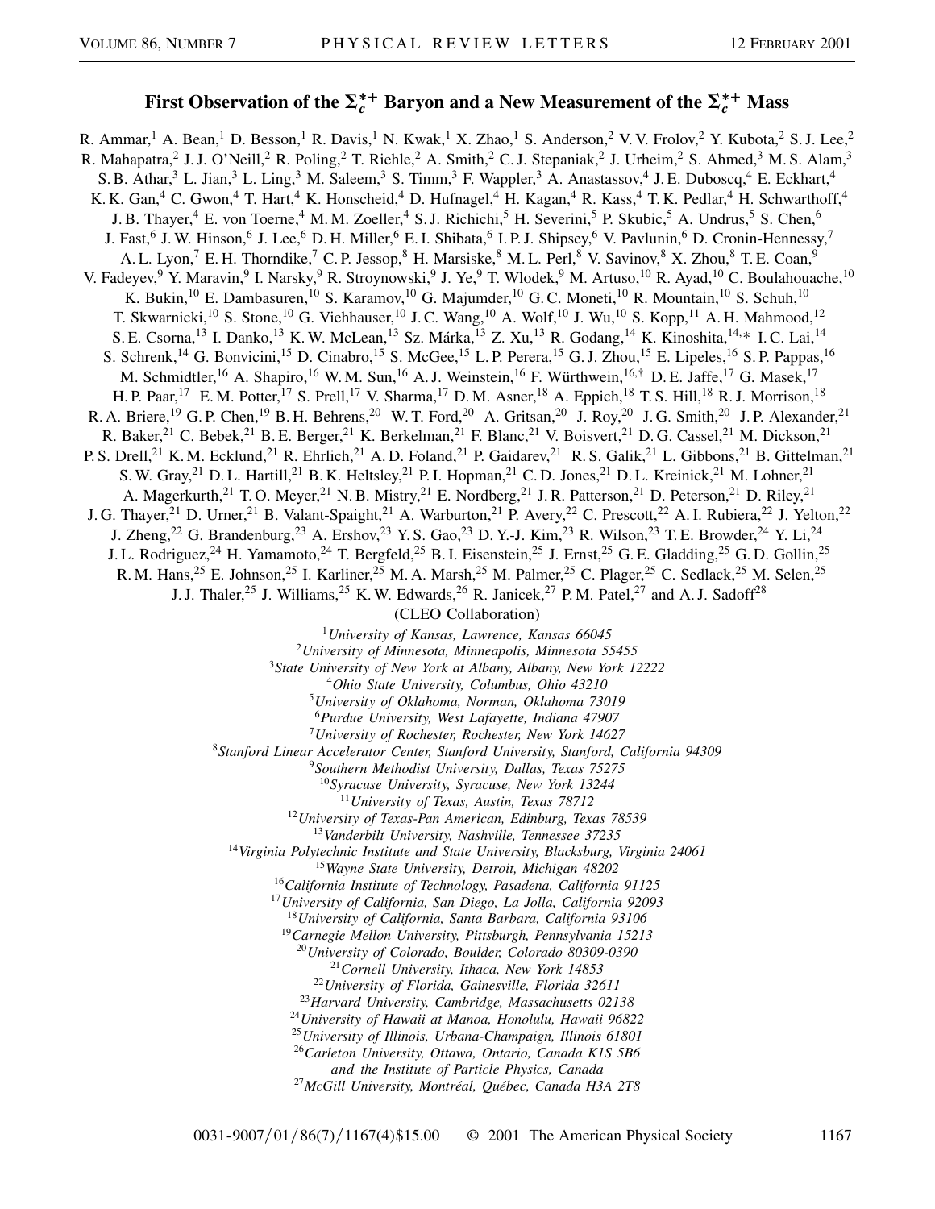# First Observation of the $\Sigma_c^{*+}$ Baryon and a New Measurement of the $\Sigma_c^{*+}$ Mass

R. Ammar,[1] A. Bean,[1] D. Besson,[1] R. Davis,[1] N. Kwak,[1] X. Zhao,[1] S. Anderson,[2] V. V. Frolov,[2] Y. Kubota,[2] S. J. Lee,[2] R. Mahapatra,[2] J. J. O'Neill,[2] R. Poling,[2] T. Riehle,[2] A. Smith,[2] C. J. Stepaniak,[2] J. Urheim,[2] S. Ahmed,[3] M. S. Alam,[3] S. B. Athar,[3] L. Jian,[3] L. Ling,[3] M. Saleem,[3] S. Timm,[3] F. Wappler,[3] A. Anastassov,[4] J. E. Duboscq,[4] E. Eckhart,[4] K. K. Gan,[4] C. Gwon,[4] T. Hart,[4] K. Honscheid,[4] D. Hufnagel,[4] H. Kagan,[4] R. Kass,[4] T. K. Pedlar,[4] H. Schwarthoff,[4] J. B. Thayer,[4] E. von Toerne,[4] M. M. Zoeller,[4] S. J. Richichi,[5] H. Severini,[5] P. Skubic,[5] A. Undrus,[5] S. Chen,[6] J. Fast,[6] J. W. Hinson,[6] J. Lee,[6] D. H. Miller,[6] E. I. Shibata,[6] I. P. J. Shipsey,[6] V. Pavlunin,[6] D. Cronin-Hennessy,[7] A. L. Lyon,[7] E. H. Thorndike,[7] C. P. Jessop,[8] H. Marsiske,[8] M. L. Perl,[8] V. Savinov,[8] X. Zhou,[8] T. E. Coan,[9] V. Fadeyev,[9] Y. Maravin,[9] I. Narsky,[9] R. Stroynowski,[9] J. Ye,[9] T. Wlodek,[9] M. Artuso,[10] R. Ayad,[10] C. Boulahouache,[10] K. Bukin,[10] E. Dambasuren,[10] S. Karamov,[10] G. Majumder,[10] G. C. Moneti,[10] R. Mountain,[10] S. Schuh,[10] T. Skwarnicki,[10] S. Stone,[10] G. Viehhauser,[10] J. C. Wang,[10] A. Wolf,[10] J. Wu,[10] S. Kopp,[11] A. H. Mahmood,[12] S. E. Csorna,[13] I. Danko,[13] K. W. McLean,[13] Sz. Márka,[13] Z. Xu,[13] R. Godang,[14] K. Kinoshita,[14,*] I. C. Lai,[14] S. Schrenk,[14] G. Bonvicini,[15] D. Cinabro,[15] S. McGee,[15] L. P. Perera,[15] G. J. Zhou,[15] E. Lipeles,[16] S. P. Pappas,[16] M. Schmidtler,[16] A. Shapiro,[16] W. M. Sun,[16] A. J. Weinstein,[16] F. Würthwein,[16,†] D. E. Jaffe,[17] G. Masek,[17] H. P. Paar,[17] E. M. Potter,[17] S. Prell,[17] V. Sharma,[17] D. M. Asner,[18] A. Eppich,[18] T. S. Hill,[18] R. J. Morrison,[18] R. A. Briere,[19] G. P. Chen,[19] B. H. Behrens,[20] W. T. Ford,[20] A. Gritsan,[20] J. Roy,[20] J. G. Smith,[20] J. P. Alexander,[21] R. Baker,[21] C. Bebek,[21] B. E. Berger,[21] K. Berkelman,[21] F. Blanc,[21] V. Boisvert,[21] D. G. Cassel,[21] M. Dickson,[21] P. S. Drell,[21] K. M. Ecklund,[21] R. Ehrlich,[21] A. D. Foland,[21] P. Gaidarev,[21] R. S. Galik,[21] L. Gibbons,[21] B. Gittelman,[21] S. W. Gray,[21] D. L. Hartill,[21] B. K. Heltsley,[21] P. I. Hopman,[21] C. D. Jones,[21] D. L. Kreinick,[21] M. Lohner,[21] A. Magerkurth,[21] T. O. Meyer,[21] N. B. Mistry,[21] E. Nordberg,[21] J. R. Patterson,[21] D. Peterson,[21] D. Riley,[21] J. G. Thayer,[21] D. Urner,[21] B. Valant-Spaight,[21] A. Warburton,[21] P. Avery,[22] C. Prescott,[22] A. I. Rubiera,[22] J. Yelton,[22] J. Zheng,[22] G. Brandenburg,[23] A. Ershov,[23] Y. S. Gao,[23] D. Y.-J. Kim,[23] R. Wilson,[23] T. E. Browder,[24] Y. Li,[24] J. L. Rodriguez,[24] H. Yamamoto,[24] T. Bergfeld,[25] B. I. Eisenstein,[25] J. Ernst,[25] G. E. Gladding,[25] G. D. Gollin,[25] R. M. Hans,[25] E. Johnson,[25] I. Karliner,[25] M. A. Marsh,[25] M. Palmer,[25] C. Plager,[25] C. Sedlack,[25] M. Selen,[25] J. J. Thaler,[25] J. Williams,[25] K. W. Edwards,[26] R. Janicek,[27] P. M. Patel,[27] and A. J. Sadoff[28]

(CLEO Collaboration)

[1] *University of Kansas, Lawrence, Kansas 66045*
[2] *University of Minnesota, Minneapolis, Minnesota 55455*
[3] *State University of New York at Albany, Albany, New York 12222*
[4] *Ohio State University, Columbus, Ohio 43210*
[5] *University of Oklahoma, Norman, Oklahoma 73019*
[6] *Purdue University, West Lafayette, Indiana 47907*
[7] *University of Rochester, Rochester, New York 14627*
[8] *Stanford Linear Accelerator Center, Stanford University, Stanford, California 94309*
[9] *Southern Methodist University, Dallas, Texas 75275*
[10] *Syracuse University, Syracuse, New York 13244*
[11] *University of Texas, Austin, Texas 78712*
[12] *University of Texas-Pan American, Edinburg, Texas 78539*
[13] *Vanderbilt University, Nashville, Tennessee 37235*
[14] *Virginia Polytechnic Institute and State University, Blacksburg, Virginia 24061*
[15] *Wayne State University, Detroit, Michigan 48202*
[16] *California Institute of Technology, Pasadena, California 91125*
[17] *University of California, San Diego, La Jolla, California 92093*
[18] *University of California, Santa Barbara, California 93106*
[19] *Carnegie Mellon University, Pittsburgh, Pennsylvania 15213*
[20] *University of Colorado, Boulder, Colorado 80309-0390*
[21] *Cornell University, Ithaca, New York 14853*
[22] *University of Florida, Gainesville, Florida 32611*
[23] *Harvard University, Cambridge, Massachusetts 02138*
[24] *University of Hawaii at Manoa, Honolulu, Hawaii 96822*
[25] *University of Illinois, Urbana-Champaign, Illinois 61801*
[26] *Carleton University, Ottawa, Ontario, Canada K1S 5B6 and the Institute of Particle Physics, Canada*
[27] *McGill University, Montréal, Québec, Canada H3A 2T8*

0031-9007/01/86(7)/1167(4)$15.00 © 2001 The American Physical Society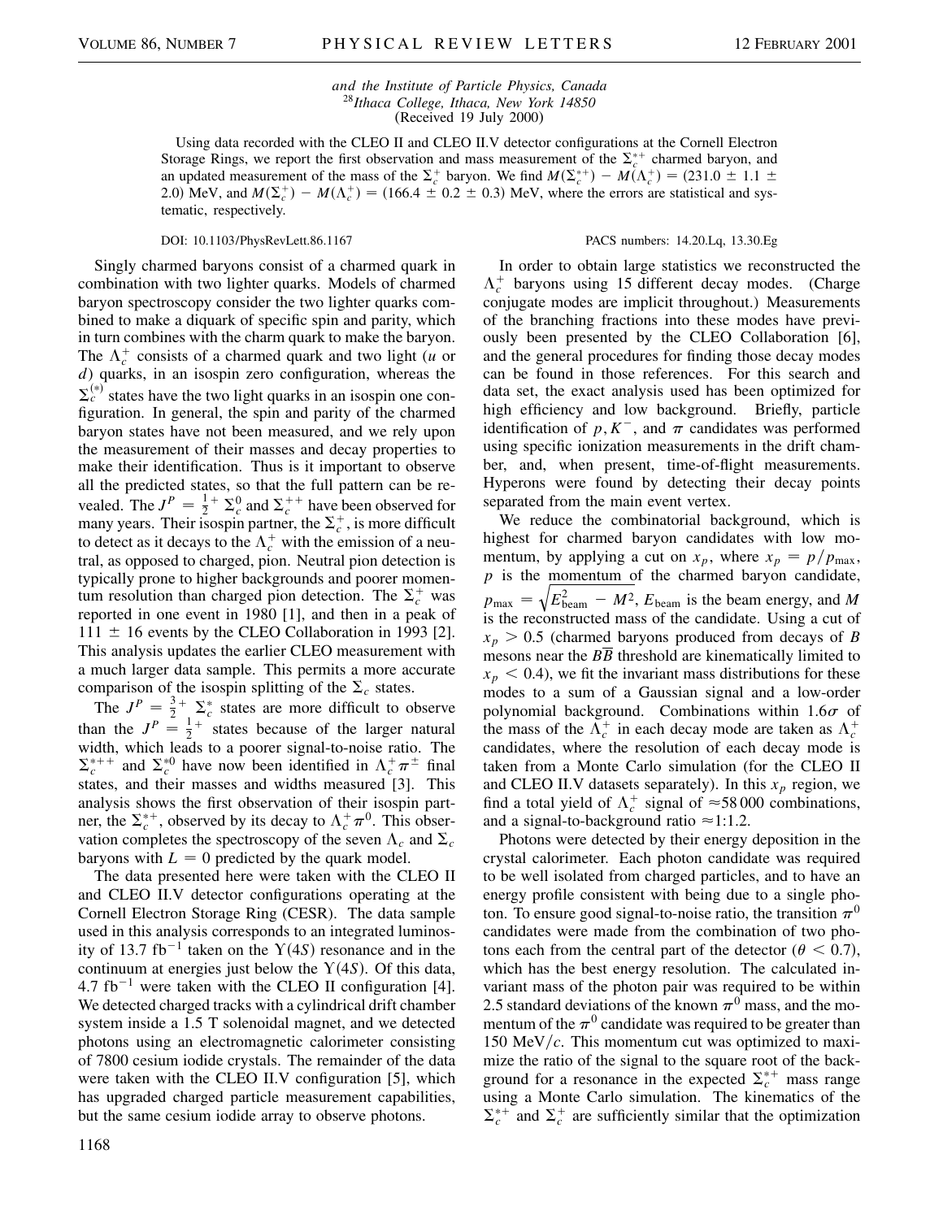*and the Institute of Particle Physics, Canada*
[28]*Ithaca College, Ithaca, New York 14850*
(Received 19 July 2000)

Using data recorded with the CLEO II and CLEO II.V detector configurations at the Cornell Electron Storage Rings, we report the first observation and mass measurement of the $\Sigma_c^{*+}$ charmed baryon, and an updated measurement of the mass of the $\Sigma_c^+$ baryon. We find $M(\Sigma_c^{*+}) - M(\Lambda_c^+) = (231.0 \pm 1.1 \pm 2.0)$ MeV, and $M(\Sigma_c^+) - M(\Lambda_c^+) = (166.4 \pm 0.2 \pm 0.3)$ MeV, where the errors are statistical and systematic, respectively.

DOI: 10.1103/PhysRevLett.86.1167

PACS numbers: 14.20.Lq, 13.30.Eg

Singly charmed baryons consist of a charmed quark in combination with two lighter quarks. Models of charmed baryon spectroscopy consider the two lighter quarks combined to make a diquark of specific spin and parity, which in turn combines with the charm quark to make the baryon. The $\Lambda_c^+$ consists of a charmed quark and two light ($u$ or $d$) quarks, in an isospin zero configuration, whereas the $\Sigma_c^{(*)}$ states have the two light quarks in an isospin one configuration. In general, the spin and parity of the charmed baryon states have not been measured, and we rely upon the measurement of their masses and decay properties to make their identification. Thus is it important to observe all the predicted states, so that the full pattern can be revealed. The $J^P = \frac{1}{2}^+$ $\Sigma_c^0$ and $\Sigma_c^{++}$ have been observed for many years. Their isospin partner, the $\Sigma_c^+$, is more difficult to detect as it decays to the $\Lambda_c^+$ with the emission of a neutral, as opposed to charged, pion. Neutral pion detection is typically prone to higher backgrounds and poorer momentum resolution than charged pion detection. The $\Sigma_c^+$ was reported in one event in 1980 [1], and then in a peak of $111 \pm 16$ events by the CLEO Collaboration in 1993 [2]. This analysis updates the earlier CLEO measurement with a much larger data sample. This permits a more accurate comparison of the isospin splitting of the $\Sigma_c$ states.

The $J^P = \frac{3}{2}^+$ $\Sigma_c^*$ states are more difficult to observe than the $J^P = \frac{1}{2}^+$ states because of the larger natural width, which leads to a poorer signal-to-noise ratio. The $\Sigma_c^{*++}$ and $\Sigma_c^{*0}$ have now been identified in $\Lambda_c^+\pi^\pm$ final states, and their masses and widths measured [3]. This analysis shows the first observation of their isospin partner, the $\Sigma_c^{*+}$, observed by its decay to $\Lambda_c^+\pi^0$. This observation completes the spectroscopy of the seven $\Lambda_c$ and $\Sigma_c$ baryons with $L = 0$ predicted by the quark model.

The data presented here were taken with the CLEO II and CLEO II.V detector configurations operating at the Cornell Electron Storage Ring (CESR). The data sample used in this analysis corresponds to an integrated luminosity of 13.7 fb$^{-1}$ taken on the $\Upsilon(4S)$ resonance and in the continuum at energies just below the $\Upsilon(4S)$. Of this data, 4.7 fb$^{-1}$ were taken with the CLEO II configuration [4]. We detected charged tracks with a cylindrical drift chamber system inside a 1.5 T solenoidal magnet, and we detected photons using an electromagnetic calorimeter consisting of 7800 cesium iodide crystals. The remainder of the data were taken with the CLEO II.V configuration [5], which has upgraded charged particle measurement capabilities, but the same cesium iodide array to observe photons.

In order to obtain large statistics we reconstructed the $\Lambda_c^+$ baryons using 15 different decay modes. (Charge conjugate modes are implicit throughout.) Measurements of the branching fractions into these modes have previously been presented by the CLEO Collaboration [6], and the general procedures for finding those decay modes can be found in those references. For this search and data set, the exact analysis used has been optimized for high efficiency and low background. Briefly, particle identification of $p, K^-$, and $\pi$ candidates was performed using specific ionization measurements in the drift chamber, and, when present, time-of-flight measurements. Hyperons were found by detecting their decay points separated from the main event vertex.

We reduce the combinatorial background, which is highest for charmed baryon candidates with low momentum, by applying a cut on $x_p$, where $x_p = p/p_{\text{max}}$, $p$ is the momentum of the charmed baryon candidate, $p_{\text{max}} = \sqrt{E_{\text{beam}}^2 - M^2}$, $E_{\text{beam}}$ is the beam energy, and $M$ is the reconstructed mass of the candidate. Using a cut of $x_p > 0.5$ (charmed baryons produced from decays of $B$ mesons near the $B\bar{B}$ threshold are kinematically limited to $x_p < 0.4$), we fit the invariant mass distributions for these modes to a sum of a Gaussian signal and a low-order polynomial background. Combinations within $1.6\sigma$ of the mass of the $\Lambda_c^+$ in each decay mode are taken as $\Lambda_c^+$ candidates, where the resolution of each decay mode is taken from a Monte Carlo simulation (for the CLEO II and CLEO II.V datasets separately). In this $x_p$ region, we find a total yield of $\Lambda_c^+$ signal of $\approx 58\,000$ combinations, and a signal-to-background ratio $\approx 1{:}1.2$.

Photons were detected by their energy deposition in the crystal calorimeter. Each photon candidate was required to be well isolated from charged particles, and to have an energy profile consistent with being due to a single photon. To ensure good signal-to-noise ratio, the transition $\pi^0$ candidates were made from the combination of two photons each from the central part of the detector ($\theta < 0.7$), which has the best energy resolution. The calculated invariant mass of the photon pair was required to be within 2.5 standard deviations of the known $\pi^0$ mass, and the momentum of the $\pi^0$ candidate was required to be greater than 150 MeV/$c$. This momentum cut was optimized to maximize the ratio of the signal to the square root of the background for a resonance in the expected $\Sigma_c^{*+}$ mass range using a Monte Carlo simulation. The kinematics of the $\Sigma_c^{*+}$ and $\Sigma_c^+$ are sufficiently similar that the optimization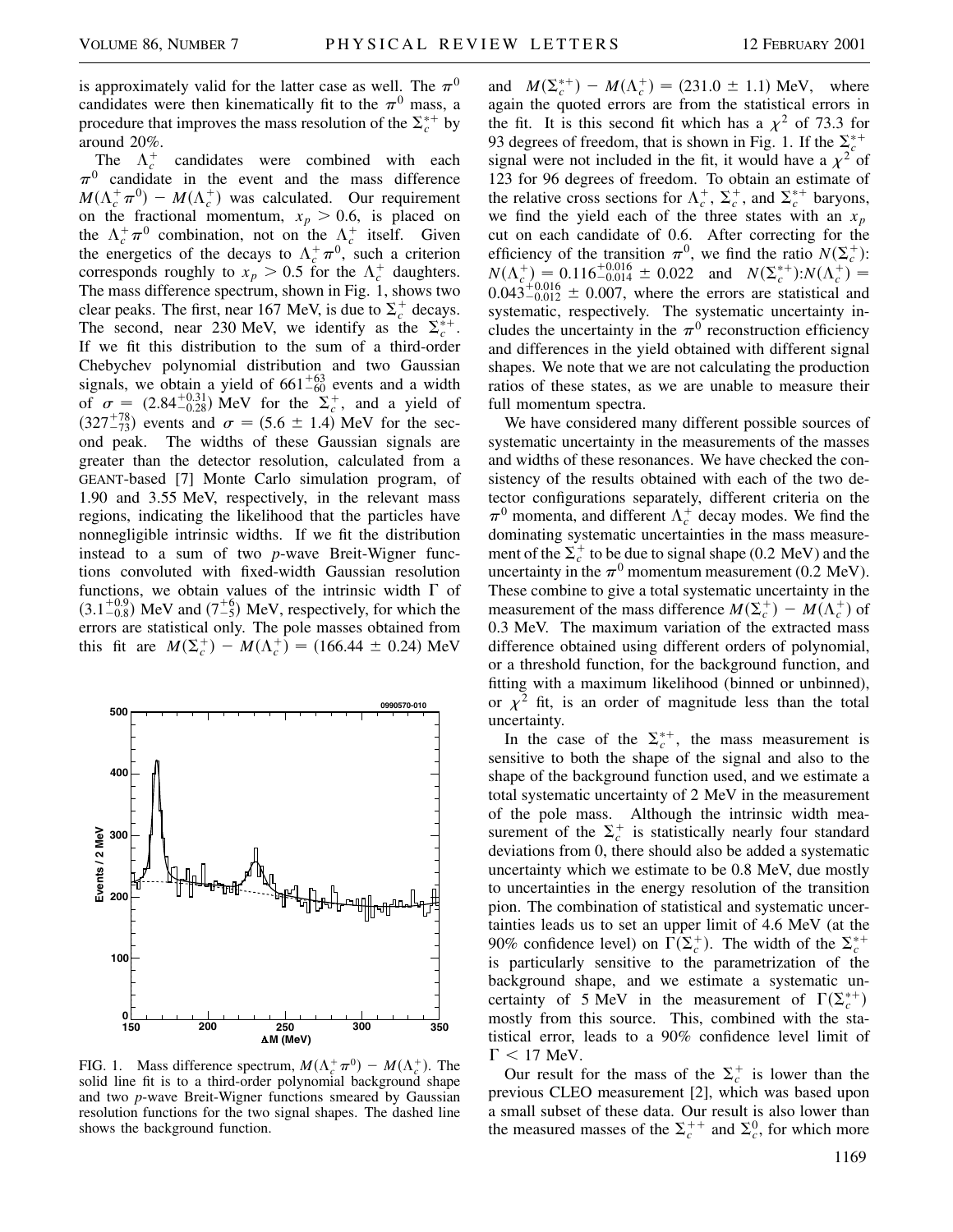is approximately valid for the latter case as well. The $\pi^0$ candidates were then kinematically fit to the $\pi^0$ mass, a procedure that improves the mass resolution of the $\Sigma_c^{*+}$ by around 20%.

The $\Lambda_c^+$ candidates were combined with each $\pi^0$ candidate in the event and the mass difference $M(\Lambda_c^+\pi^0) - M(\Lambda_c^+)$ was calculated. Our requirement on the fractional momentum, $x_p > 0.6$, is placed on the $\Lambda_c^+\pi^0$ combination, not on the $\Lambda_c^+$ itself. Given the energetics of the decays to $\Lambda_c^+\pi^0$, such a criterion corresponds roughly to $x_p > 0.5$ for the $\Lambda_c^+$ daughters. The mass difference spectrum, shown in Fig. 1, shows two clear peaks. The first, near 167 MeV, is due to $\Sigma_c^+$ decays. The second, near 230 MeV, we identify as the $\Sigma_c^{*+}$. If we fit this distribution to the sum of a third-order Chebychev polynomial distribution and two Gaussian signals, we obtain a yield of $661^{+63}_{-60}$ events and a width of $\sigma = (2.84^{+0.31}_{-0.28})$ MeV for the $\Sigma_c^+$, and a yield of $(327^{+78}_{-73})$ events and $\sigma = (5.6 \pm 1.4)$ MeV for the second peak. The widths of these Gaussian signals are greater than the detector resolution, calculated from a GEANT-based [7] Monte Carlo simulation program, of 1.90 and 3.55 MeV, respectively, in the relevant mass regions, indicating the likelihood that the particles have nonnegligible intrinsic widths. If we fit the distribution instead to a sum of two *p*-wave Breit-Wigner functions convoluted with fixed-width Gaussian resolution functions, we obtain values of the intrinsic width $\Gamma$ of $(3.1^{+0.9}_{-0.8})$ MeV and $(7^{+6}_{-5})$ MeV, respectively, for which the errors are statistical only. The pole masses obtained from this fit are $M(\Sigma_c^+) - M(\Lambda_c^+) = (166.44 \pm 0.24)$ MeV and $M(\Sigma_c^{*+}) - M(\Lambda_c^+) = (231.0 \pm 1.1)$ MeV, where again the quoted errors are from the statistical errors in the fit. It is this second fit which has a $\chi^2$ of 73.3 for 93 degrees of freedom, that is shown in Fig. 1. If the $\Sigma_c^{*+}$ signal were not included in the fit, it would have a $\chi^2$ of 123 for 96 degrees of freedom. To obtain an estimate of the relative cross sections for $\Lambda_c^+$, $\Sigma_c^+$, and $\Sigma_c^{*+}$ baryons, we find the yield each of the three states with an $x_p$ cut on each candidate of 0.6. After correcting for the efficiency of the transition $\pi^0$, we find the ratio $N(\Sigma_c^+)$:$N(\Lambda_c^+) = 0.116^{+0.016}_{-0.014} \pm 0.022$ and $N(\Sigma_c^{*+})$:$N(\Lambda_c^+) = 0.043^{+0.016}_{-0.012} \pm 0.007$, where the errors are statistical and systematic, respectively. The systematic uncertainty includes the uncertainty in the $\pi^0$ reconstruction efficiency and differences in the yield obtained with different signal shapes. We note that we are not calculating the production ratios of these states, as we are unable to measure their full momentum spectra.

FIG. 1. Mass difference spectrum, $M(\Lambda_c^+\pi^0) - M(\Lambda_c^+)$. The solid line fit is to a third-order polynomial background shape and two *p*-wave Breit-Wigner functions smeared by Gaussian resolution functions for the two signal shapes. The dashed line shows the background function.

We have considered many different possible sources of systematic uncertainty in the measurements of the masses and widths of these resonances. We have checked the consistency of the results obtained with each of the two detector configurations separately, different criteria on the $\pi^0$ momenta, and different $\Lambda_c^+$ decay modes. We find the dominating systematic uncertainties in the mass measurement of the $\Sigma_c^+$ to be due to signal shape (0.2 MeV) and the uncertainty in the $\pi^0$ momentum measurement (0.2 MeV). These combine to give a total systematic uncertainty in the measurement of the mass difference $M(\Sigma_c^+) - M(\Lambda_c^+)$ of 0.3 MeV. The maximum variation of the extracted mass difference obtained using different orders of polynomial, or a threshold function, for the background function, and fitting with a maximum likelihood (binned or unbinned), or $\chi^2$ fit, is an order of magnitude less than the total uncertainty.

In the case of the $\Sigma_c^{*+}$, the mass measurement is sensitive to both the shape of the signal and also to the shape of the background function used, and we estimate a total systematic uncertainty of 2 MeV in the measurement of the pole mass. Although the intrinsic width measurement of the $\Sigma_c^+$ is statistically nearly four standard deviations from 0, there should also be added a systematic uncertainty which we estimate to be 0.8 MeV, due mostly to uncertainties in the energy resolution of the transition pion. The combination of statistical and systematic uncertainties leads us to set an upper limit of 4.6 MeV (at the 90% confidence level) on $\Gamma(\Sigma_c^+)$. The width of the $\Sigma_c^{*+}$ is particularly sensitive to the parametrization of the background shape, and we estimate a systematic uncertainty of 5 MeV in the measurement of $\Gamma(\Sigma_c^{*+})$ mostly from this source. This, combined with the statistical error, leads to a 90% confidence level limit of $\Gamma < 17$ MeV.

Our result for the mass of the $\Sigma_c^+$ is lower than the previous CLEO measurement [2], which was based upon a small subset of these data. Our result is also lower than the measured masses of the $\Sigma_c^{++}$ and $\Sigma_c^0$, for which more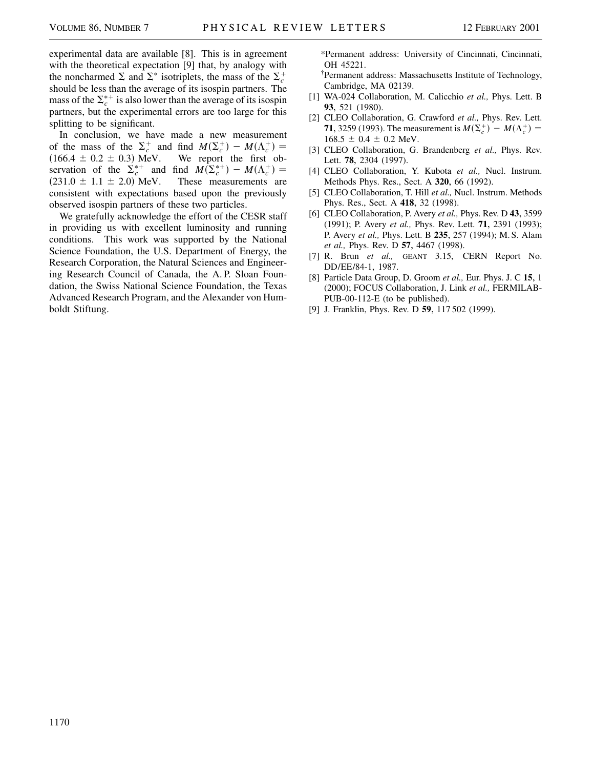experimental data are available [8]. This is in agreement with the theoretical expectation [9] that, by analogy with the noncharmed $\Sigma$ and $\Sigma^*$ isotriplets, the mass of the $\Sigma_c^+$ should be less than the average of its isospin partners. The mass of the $\Sigma_c^{*+}$ is also lower than the average of its isospin partners, but the experimental errors are too large for this splitting to be significant.

In conclusion, we have made a new measurement of the mass of the $\Sigma_c^+$ and find $M(\Sigma_c^+) - M(\Lambda_c^+) = (166.4 \pm 0.2 \pm 0.3)$ MeV. We report the first observation of the $\Sigma_c^{*+}$ and find $M(\Sigma_c^{*+}) - M(\Lambda_c^+) = (231.0 \pm 1.1 \pm 2.0)$ MeV. These measurements are consistent with expectations based upon the previously observed isospin partners of these two particles.

We gratefully acknowledge the effort of the CESR staff in providing us with excellent luminosity and running conditions. This work was supported by the National Science Foundation, the U.S. Department of Energy, the Research Corporation, the Natural Sciences and Engineering Research Council of Canada, the A.P. Sloan Foundation, the Swiss National Science Foundation, the Texas Advanced Research Program, and the Alexander von Humboldt Stiftung.

*Permanent address: University of Cincinnati, Cincinnati, OH 45221.

†Permanent address: Massachusetts Institute of Technology, Cambridge, MA 02139.

[1] WA-024 Collaboration, M. Calicchio *et al.,* Phys. Lett. B **93**, 521 (1980).

[2] CLEO Collaboration, G. Crawford *et al.,* Phys. Rev. Lett. **71**, 3259 (1993). The measurement is $M(\Sigma_c^+) - M(\Lambda_c^+) = 168.5 \pm 0.4 \pm 0.2$ MeV.

[3] CLEO Collaboration, G. Brandenberg *et al.,* Phys. Rev. Lett. **78**, 2304 (1997).

[4] CLEO Collaboration, Y. Kubota *et al.,* Nucl. Instrum. Methods Phys. Res., Sect. A **320**, 66 (1992).

[5] CLEO Collaboration, T. Hill *et al.,* Nucl. Instrum. Methods Phys. Res., Sect. A **418**, 32 (1998).

[6] CLEO Collaboration, P. Avery *et al.,* Phys. Rev. D **43**, 3599 (1991); P. Avery *et al.,* Phys. Rev. Lett. **71**, 2391 (1993); P. Avery *et al.,* Phys. Lett. B **235**, 257 (1994); M. S. Alam *et al.,* Phys. Rev. D **57**, 4467 (1998).

[7] R. Brun *et al.,* GEANT 3.15, CERN Report No. DD/EE/84-1, 1987.

[8] Particle Data Group, D. Groom *et al.,* Eur. Phys. J. C **15**, 1 (2000); FOCUS Collaboration, J. Link *et al.,* FERMILAB-PUB-00-112-E (to be published).

[9] J. Franklin, Phys. Rev. D **59**, 117 502 (1999).